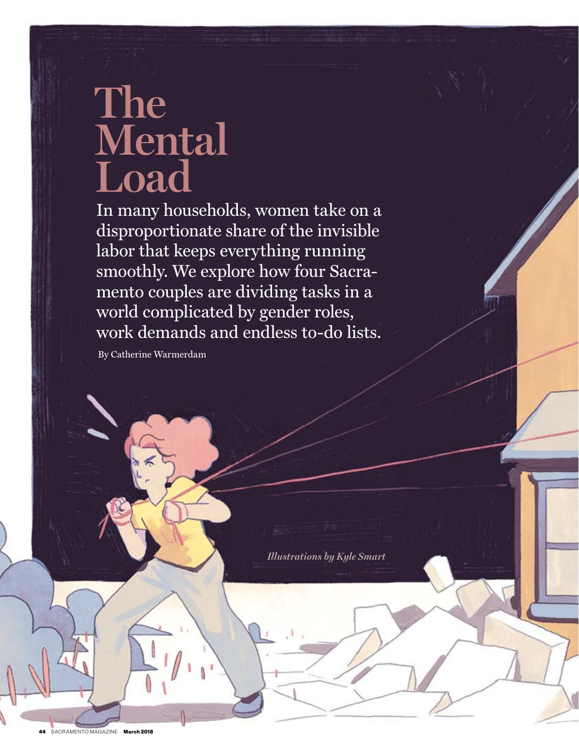# The Mental Load

In many households, women take on a disproportionate share of the invisible labor that keeps everything running smoothly. We explore how four Sacramento couples are dividing tasks in a world complicated by gender roles, work demands and endless to-do lists.

By Catherine Warmerdam

*Illustrations by Kyle Smart*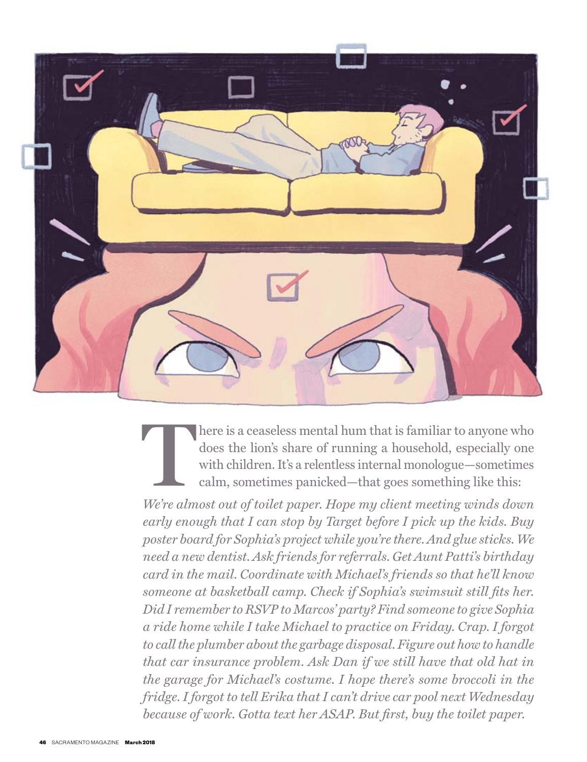There is a ceaseless mental hum that is familiar to anyone who does the lion's share of running a household, especially one with children. It's a relentless internal monologue—sometimes calm, sometimes panicked—that goes something like this:

*We're almost out of toilet paper. Hope my client meeting winds down early enough that I can stop by Target before I pick up the kids. Buy poster board for Sophia's project while you're there. And glue sticks. We need a new dentist. Ask friends for referrals. Get Aunt Patti's birthday card in the mail. Coordinate with Michael's friends so that he'll know someone at basketball camp. Check if Sophia's swimsuit still fits her. Did I remember to RSVP to Marcos' party? Find someone to give Sophia a ride home while I take Michael to practice on Friday. Crap. I forgot to call the plumber about the garbage disposal. Figure out how to handle that car insurance problem. Ask Dan if we still have that old hat in the garage for Michael's costume. I hope there's some broccoli in the fridge. I forgot to tell Erika that I can't drive car pool next Wednesday because of work. Gotta text her ASAP. But first, buy the toilet paper.*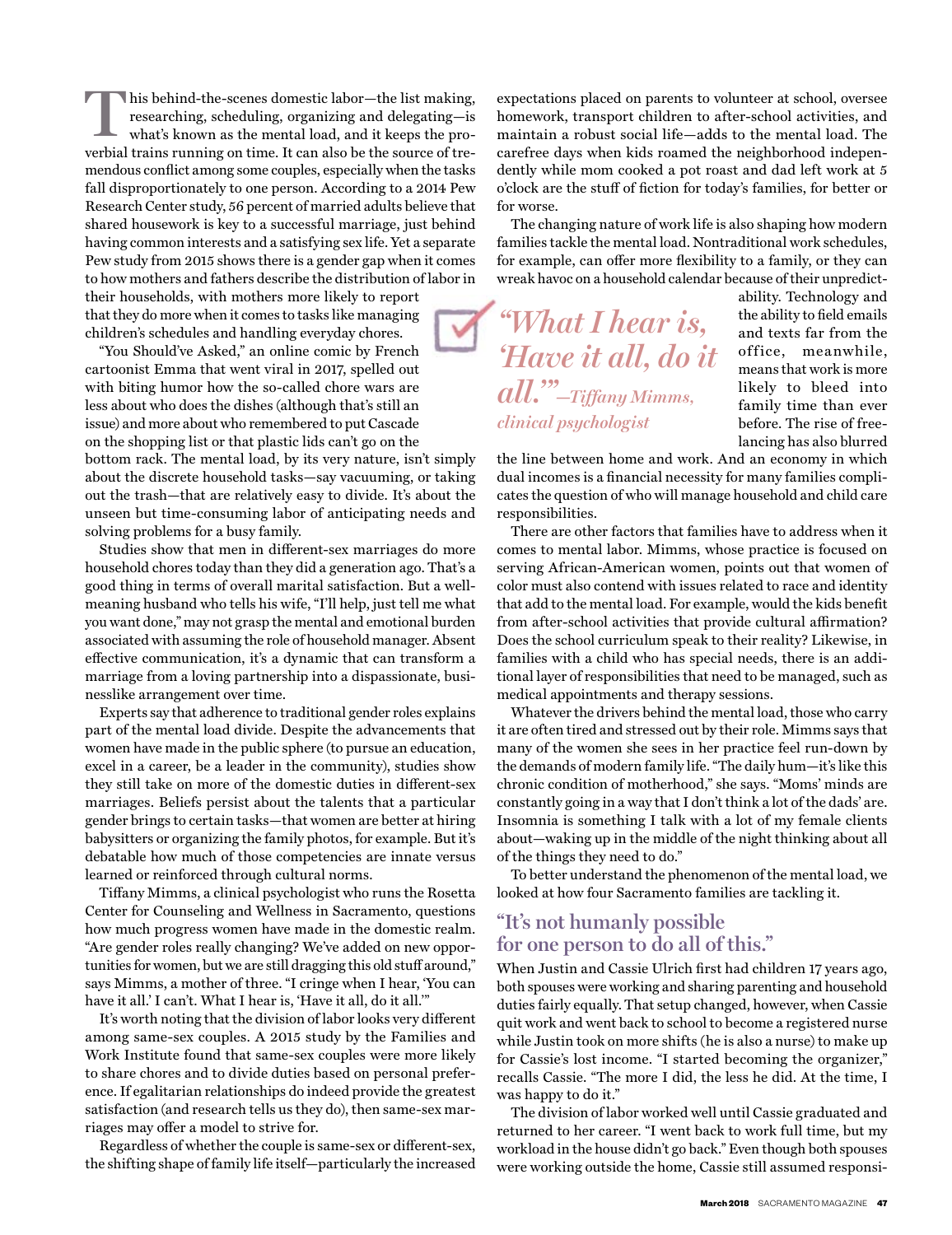This behind-the-scenes domestic labor—the list making, researching, scheduling, organizing and delegating—is what's known as the mental load, and it keeps the proverbial trains running on time. It can also be the source of tremendous conflict among some couples, especially when the tasks fall disproportionately to one person. According to a 2014 Pew Research Center study, 56 percent of married adults believe that shared housework is key to a successful marriage, just behind having common interests and a satisfying sex life. Yet a separate Pew study from 2015 shows there is a gender gap when it comes to how mothers and fathers describe the distribution of labor in their households, with mothers more likely to report that they do more when it comes to tasks like managing children's schedules and handling everyday chores.

"You Should've Asked," an online comic by French cartoonist Emma that went viral in 2017, spelled out with biting humor how the so-called chore wars are less about who does the dishes (although that's still an issue) and more about who remembered to put Cascade on the shopping list or that plastic lids can't go on the bottom rack. The mental load, by its very nature, isn't simply about the discrete household tasks—say vacuuming, or taking out the trash—that are relatively easy to divide. It's about the unseen but time-consuming labor of anticipating needs and solving problems for a busy family.

Studies show that men in different-sex marriages do more household chores today than they did a generation ago. That's a good thing in terms of overall marital satisfaction. But a well-meaning husband who tells his wife, "I'll help, just tell me what you want done," may not grasp the mental and emotional burden associated with assuming the role of household manager. Absent effective communication, it's a dynamic that can transform a marriage from a loving partnership into a dispassionate, businesslike arrangement over time.

Experts say that adherence to traditional gender roles explains part of the mental load divide. Despite the advancements that women have made in the public sphere (to pursue an education, excel in a career, be a leader in the community), studies show they still take on more of the domestic duties in different-sex marriages. Beliefs persist about the talents that a particular gender brings to certain tasks—that women are better at hiring babysitters or organizing the family photos, for example. But it's debatable how much of those competencies are innate versus learned or reinforced through cultural norms.

Tiffany Mimms, a clinical psychologist who runs the Rosetta Center for Counseling and Wellness in Sacramento, questions how much progress women have made in the domestic realm. "Are gender roles really changing? We've added on new opportunities for women, but we are still dragging this old stuff around," says Mimms, a mother of three. "I cringe when I hear, 'You can have it all.' I can't. What I hear is, 'Have it all, do it all.'"

It's worth noting that the division of labor looks very different among same-sex couples. A 2015 study by the Families and Work Institute found that same-sex couples were more likely to share chores and to divide duties based on personal preference. If egalitarian relationships do indeed provide the greatest satisfaction (and research tells us they do), then same-sex marriages may offer a model to strive for.

Regardless of whether the couple is same-sex or different-sex, the shifting shape of family life itself—particularly the increased expectations placed on parents to volunteer at school, oversee homework, transport children to after-school activities, and maintain a robust social life—adds to the mental load. The carefree days when kids roamed the neighborhood independently while mom cooked a pot roast and dad left work at 5 o'clock are the stuff of fiction for today's families, for better or for worse.

The changing nature of work life is also shaping how modern families tackle the mental load. Nontraditional work schedules, for example, can offer more flexibility to a family, or they can wreak havoc on a household calendar because of their unpredictability. Technology and the ability to field emails and texts far from the office, meanwhile, means that work is more likely to bleed into family time than ever before. The rise of freelancing has also blurred the line between home and work. And an economy in which dual incomes is a financial necessity for many families complicates the question of who will manage household and child care responsibilities.

> *"What I hear is, 'Have it all, do it all.'"* —*Tiffany Mimms, clinical psychologist*

There are other factors that families have to address when it comes to mental labor. Mimms, whose practice is focused on serving African-American women, points out that women of color must also contend with issues related to race and identity that add to the mental load. For example, would the kids benefit from after-school activities that provide cultural affirmation? Does the school curriculum speak to their reality? Likewise, in families with a child who has special needs, there is an additional layer of responsibilities that need to be managed, such as medical appointments and therapy sessions.

Whatever the drivers behind the mental load, those who carry it are often tired and stressed out by their role. Mimms says that many of the women she sees in her practice feel run-down by the demands of modern family life. "The daily hum—it's like this chronic condition of motherhood," she says. "Moms' minds are constantly going in a way that I don't think a lot of the dads' are. Insomnia is something I talk with a lot of my female clients about—waking up in the middle of the night thinking about all of the things they need to do."

To better understand the phenomenon of the mental load, we looked at how four Sacramento families are tackling it.

## "It's not humanly possible for one person to do all of this."

When Justin and Cassie Ulrich first had children 17 years ago, both spouses were working and sharing parenting and household duties fairly equally. That setup changed, however, when Cassie quit work and went back to school to become a registered nurse while Justin took on more shifts (he is also a nurse) to make up for Cassie's lost income. "I started becoming the organizer," recalls Cassie. "The more I did, the less he did. At the time, I was happy to do it."

The division of labor worked well until Cassie graduated and returned to her career. "I went back to work full time, but my workload in the house didn't go back." Even though both spouses were working outside the home, Cassie still assumed responsi-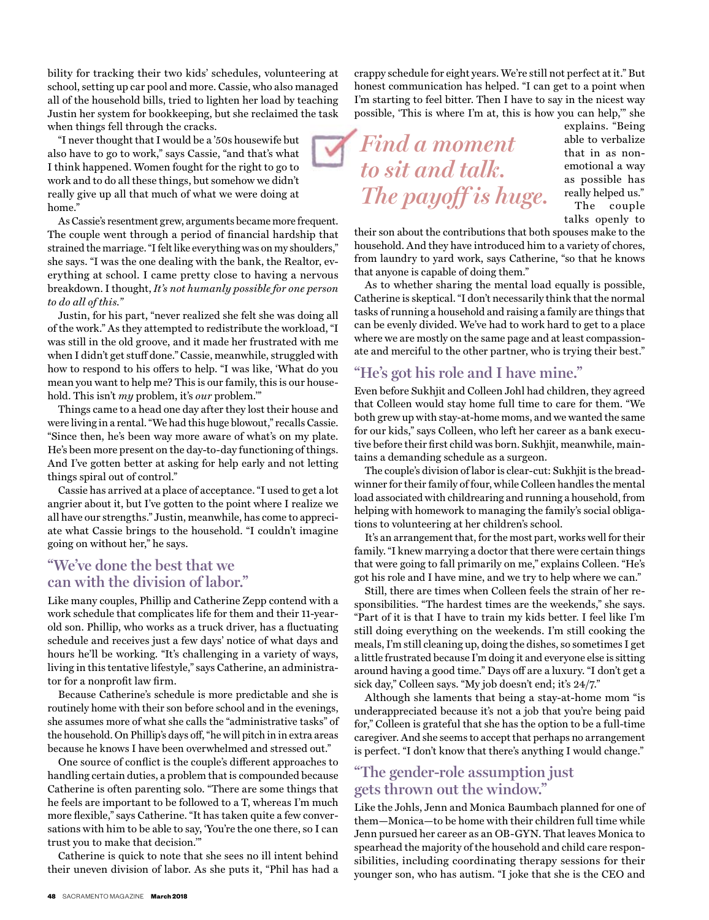bility for tracking their two kids' schedules, volunteering at school, setting up car pool and more. Cassie, who also managed all of the household bills, tried to lighten her load by teaching Justin her system for bookkeeping, but she reclaimed the task when things fell through the cracks.

"I never thought that I would be a '50s housewife but also have to go to work," says Cassie, "and that's what I think happened. Women fought for the right to go to work and to do all these things, but somehow we didn't really give up all that much of what we were doing at home."

As Cassie's resentment grew, arguments became more frequent. The couple went through a period of financial hardship that strained the marriage. "I felt like everything was on my shoulders," she says. "I was the one dealing with the bank, the Realtor, everything at school. I came pretty close to having a nervous breakdown. I thought, *It's not humanly possible for one person to do all of this.*"

Justin, for his part, "never realized she felt she was doing all of the work." As they attempted to redistribute the workload, "I was still in the old groove, and it made her frustrated with me when I didn't get stuff done." Cassie, meanwhile, struggled with how to respond to his offers to help. "I was like, 'What do you mean you want to help me? This is our family, this is our household. This isn't *my* problem, it's *our* problem.'"

Things came to a head one day after they lost their house and were living in a rental. "We had this huge blowout," recalls Cassie. "Since then, he's been way more aware of what's on my plate. He's been more present on the day-to-day functioning of things. And I've gotten better at asking for help early and not letting things spiral out of control."

Cassie has arrived at a place of acceptance. "I used to get a lot angrier about it, but I've gotten to the point where I realize we all have our strengths." Justin, meanwhile, has come to appreciate what Cassie brings to the household. "I couldn't imagine going on without her," he says.

## "We've done the best that we can with the division of labor."

Like many couples, Phillip and Catherine Zepp contend with a work schedule that complicates life for them and their 11-year-old son. Phillip, who works as a truck driver, has a fluctuating schedule and receives just a few days' notice of what days and hours he'll be working. "It's challenging in a variety of ways, living in this tentative lifestyle," says Catherine, an administrator for a nonprofit law firm.

Because Catherine's schedule is more predictable and she is routinely home with their son before school and in the evenings, she assumes more of what she calls the "administrative tasks" of the household. On Phillip's days off, "he will pitch in in extra areas because he knows I have been overwhelmed and stressed out."

One source of conflict is the couple's different approaches to handling certain duties, a problem that is compounded because Catherine is often parenting solo. "There are some things that he feels are important to be followed to a T, whereas I'm much more flexible," says Catherine. "It has taken quite a few conversations with him to be able to say, 'You're the one there, so I can trust you to make that decision.'"

Catherine is quick to note that she sees no ill intent behind their uneven division of labor. As she puts it, "Phil has had a crappy schedule for eight years. We're still not perfect at it." But honest communication has helped. "I can get to a point when I'm starting to feel bitter. Then I have to say in the nicest way possible, 'This is where I'm at, this is how you can help,'" she explains. "Being able to verbalize that in as non-emotional a way as possible has really helped us."

*Find a moment to sit and talk. The payoff is huge.*

The couple talks openly to their son about the contributions that both spouses make to the household. And they have introduced him to a variety of chores, from laundry to yard work, says Catherine, "so that he knows that anyone is capable of doing them."

As to whether sharing the mental load equally is possible, Catherine is skeptical. "I don't necessarily think that the normal tasks of running a household and raising a family are things that can be evenly divided. We've had to work hard to get to a place where we are mostly on the same page and at least compassionate and merciful to the other partner, who is trying their best."

## "He's got his role and I have mine."

Even before Sukhjit and Colleen Johl had children, they agreed that Colleen would stay home full time to care for them. "We both grew up with stay-at-home moms, and we wanted the same for our kids," says Colleen, who left her career as a bank executive before their first child was born. Sukhjit, meanwhile, maintains a demanding schedule as a surgeon.

The couple's division of labor is clear-cut: Sukhjit is the breadwinner for their family of four, while Colleen handles the mental load associated with childrearing and running a household, from helping with homework to managing the family's social obligations to volunteering at her children's school.

It's an arrangement that, for the most part, works well for their family. "I knew marrying a doctor that there were certain things that were going to fall primarily on me," explains Colleen. "He's got his role and I have mine, and we try to help where we can."

Still, there are times when Colleen feels the strain of her responsibilities. "The hardest times are the weekends," she says. "Part of it is that I have to train my kids better. I feel like I'm still doing everything on the weekends. I'm still cooking the meals, I'm still cleaning up, doing the dishes, so sometimes I get a little frustrated because I'm doing it and everyone else is sitting around having a good time." Days off are a luxury. "I don't get a sick day," Colleen says. "My job doesn't end; it's 24/7."

Although she laments that being a stay-at-home mom "is underappreciated because it's not a job that you're being paid for," Colleen is grateful that she has the option to be a full-time caregiver. And she seems to accept that perhaps no arrangement is perfect. "I don't know that there's anything I would change."

## "The gender-role assumption just gets thrown out the window."

Like the Johls, Jenn and Monica Baumbach planned for one of them—Monica—to be home with their children full time while Jenn pursued her career as an OB-GYN. That leaves Monica to spearhead the majority of the household and child care responsibilities, including coordinating therapy sessions for their younger son, who has autism. "I joke that she is the CEO and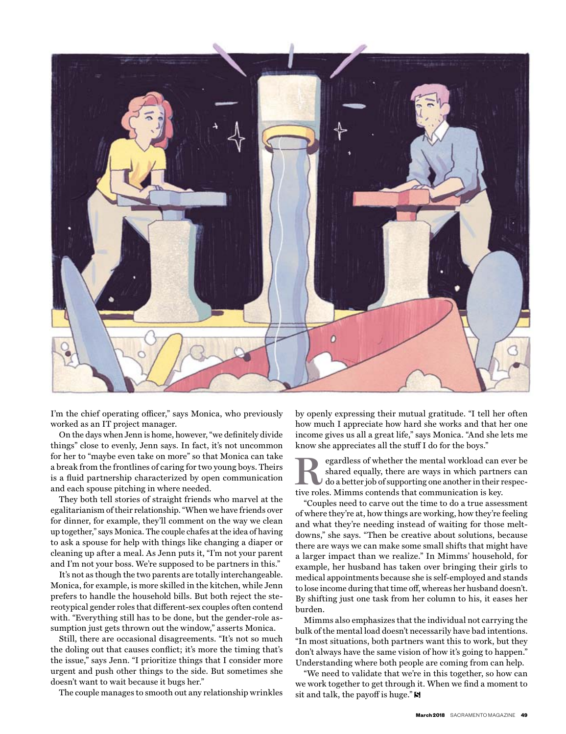I'm the chief operating officer," says Monica, who previously worked as an IT project manager.

On the days when Jenn is home, however, "we definitely divide things" close to evenly, Jenn says. In fact, it's not uncommon for her to "maybe even take on more" so that Monica can take a break from the frontlines of caring for two young boys. Theirs is a fluid partnership characterized by open communication and each spouse pitching in where needed.

They both tell stories of straight friends who marvel at the egalitarianism of their relationship. "When we have friends over for dinner, for example, they'll comment on the way we clean up together," says Monica. The couple chafes at the idea of having to ask a spouse for help with things like changing a diaper or cleaning up after a meal. As Jenn puts it, "I'm not your parent and I'm not your boss. We're supposed to be partners in this."

It's not as though the two parents are totally interchangeable. Monica, for example, is more skilled in the kitchen, while Jenn prefers to handle the household bills. But both reject the stereotypical gender roles that different-sex couples often contend with. "Everything still has to be done, but the gender-role assumption just gets thrown out the window," asserts Monica.

Still, there are occasional disagreements. "It's not so much the doling out that causes conflict; it's more the timing that's the issue," says Jenn. "I prioritize things that I consider more urgent and push other things to the side. But sometimes she doesn't want to wait because it bugs her."

The couple manages to smooth out any relationship wrinkles by openly expressing their mutual gratitude. "I tell her often how much I appreciate how hard she works and that her one income gives us all a great life," says Monica. "And she lets me know she appreciates all the stuff I do for the boys."

Regardless of whether the mental workload can ever be shared equally, there are ways in which partners can do a better job of supporting one another in their respective roles. Mimms contends that communication is key.

"Couples need to carve out the time to do a true assessment of where they're at, how things are working, how they're feeling and what they're needing instead of waiting for those meltdowns," she says. "Then be creative about solutions, because there are ways we can make some small shifts that might have a larger impact than we realize." In Mimms' household, for example, her husband has taken over bringing their girls to medical appointments because she is self-employed and stands to lose income during that time off, whereas her husband doesn't. By shifting just one task from her column to his, it eases her burden.

Mimms also emphasizes that the individual not carrying the bulk of the mental load doesn't necessarily have bad intentions. "In most situations, both partners want this to work, but they don't always have the same vision of how it's going to happen." Understanding where both people are coming from can help.

"We need to validate that we're in this together, so how can we work together to get through it. When we find a moment to sit and talk, the payoff is huge."